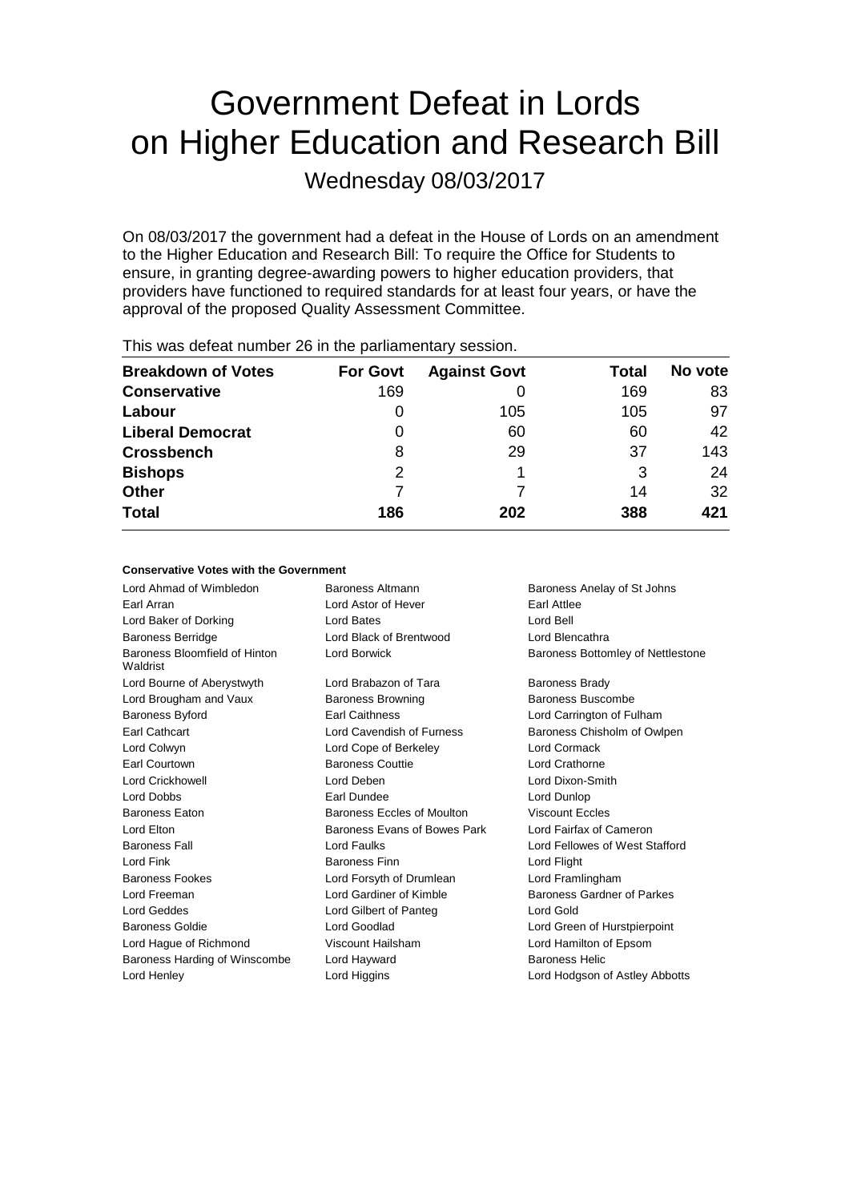# Government Defeat in Lords on Higher Education and Research Bill

## Wednesday 08/03/2017

On 08/03/2017 the government had a defeat in the House of Lords on an amendment to the Higher Education and Research Bill: To require the Office for Students to ensure, in granting degree-awarding powers to higher education providers, that providers have functioned to required standards for at least four years, or have the approval of the proposed Quality Assessment Committee.

This was defeat number 26 in the parliamentary session.

| Breakdown of Votes | For Govt | Against Govt | Total | No vote |
|---|---|---|---|---|
| **Conservative** | 169 | 0 | 169 | 83 |
| **Labour** | 0 | 105 | 105 | 97 |
| **Liberal Democrat** | 0 | 60 | 60 | 42 |
| **Crossbench** | 8 | 29 | 37 | 143 |
| **Bishops** | 2 | 1 | 3 | 24 |
| **Other** | 7 | 7 | 14 | 32 |
| **Total** | **186** | **202** | **388** | **421** |

### Conservative Votes with the Government

| | | |
|---|---|---|
| Lord Ahmad of Wimbledon | Baroness Altmann | Baroness Anelay of St Johns |
| Earl Arran | Lord Astor of Hever | Earl Attlee |
| Lord Baker of Dorking | Lord Bates | Lord Bell |
| Baroness Berridge | Lord Black of Brentwood | Lord Blencathra |
| Baroness Bloomfield of Hinton Waldrist | Lord Borwick | Baroness Bottomley of Nettlestone |
| Lord Bourne of Aberystwyth | Lord Brabazon of Tara | Baroness Brady |
| Lord Brougham and Vaux | Baroness Browning | Baroness Buscombe |
| Baroness Byford | Earl Caithness | Lord Carrington of Fulham |
| Earl Cathcart | Lord Cavendish of Furness | Baroness Chisholm of Owlpen |
| Lord Colwyn | Lord Cope of Berkeley | Lord Cormack |
| Earl Courtown | Baroness Couttie | Lord Crathorne |
| Lord Crickhowell | Lord Deben | Lord Dixon-Smith |
| Lord Dobbs | Earl Dundee | Lord Dunlop |
| Baroness Eaton | Baroness Eccles of Moulton | Viscount Eccles |
| Lord Elton | Baroness Evans of Bowes Park | Lord Fairfax of Cameron |
| Baroness Fall | Lord Faulks | Lord Fellowes of West Stafford |
| Lord Fink | Baroness Finn | Lord Flight |
| Baroness Fookes | Lord Forsyth of Drumlean | Lord Framlingham |
| Lord Freeman | Lord Gardiner of Kimble | Baroness Gardner of Parkes |
| Lord Geddes | Lord Gilbert of Panteg | Lord Gold |
| Baroness Goldie | Lord Goodlad | Lord Green of Hurstpierpoint |
| Lord Hague of Richmond | Viscount Hailsham | Lord Hamilton of Epsom |
| Baroness Harding of Winscombe | Lord Hayward | Baroness Helic |
| Lord Henley | Lord Higgins | Lord Hodgson of Astley Abbotts |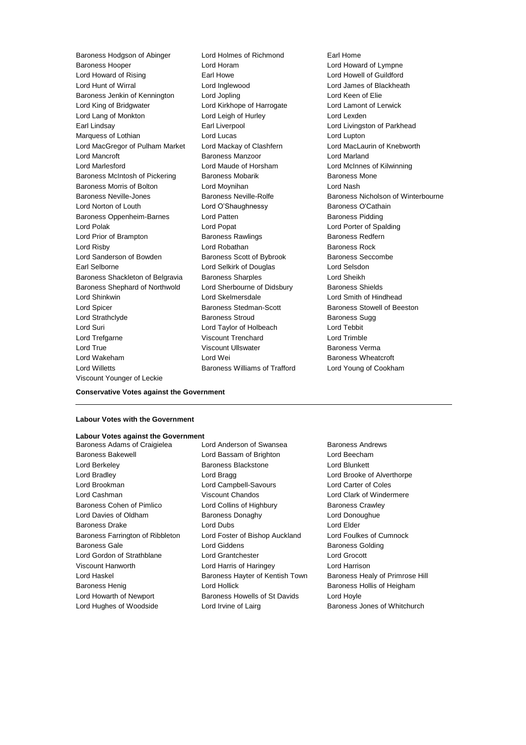Baroness Hodgson of Abinger
Lord Holmes of Richmond
Earl Home
Baroness Hooper
Lord Horam
Lord Howard of Lympne
Lord Howard of Rising
Earl Howe
Lord Howell of Guildford
Lord Hunt of Wirral
Lord Inglewood
Lord James of Blackheath
Baroness Jenkin of Kennington
Lord Jopling
Lord Keen of Elie
Lord King of Bridgwater
Lord Kirkhope of Harrogate
Lord Lamont of Lerwick
Lord Lang of Monkton
Lord Leigh of Hurley
Lord Lexden
Earl Lindsay
Earl Liverpool
Lord Livingston of Parkhead
Marquess of Lothian
Lord Lucas
Lord Lupton
Lord MacGregor of Pulham Market
Lord Mackay of Clashfern
Lord MacLaurin of Knebworth
Lord Mancroft
Baroness Manzoor
Lord Marland
Lord Marlesford
Lord Maude of Horsham
Lord McInnes of Kilwinning
Baroness McIntosh of Pickering
Baroness Mobarik
Baroness Mone
Baroness Morris of Bolton
Lord Moynihan
Lord Nash
Baroness Neville-Jones
Baroness Neville-Rolfe
Baroness Nicholson of Winterbourne
Lord Norton of Louth
Lord O'Shaughnessy
Baroness O'Cathain
Baroness Oppenheim-Barnes
Lord Patten
Baroness Pidding
Lord Polak
Lord Popat
Lord Porter of Spalding
Lord Prior of Brampton
Baroness Rawlings
Baroness Redfern
Lord Risby
Lord Robathan
Baroness Rock
Lord Sanderson of Bowden
Baroness Scott of Bybrook
Baroness Seccombe
Earl Selborne
Lord Selkirk of Douglas
Lord Selsdon
Baroness Shackleton of Belgravia
Baroness Sharples
Lord Sheikh
Baroness Shephard of Northwold
Lord Sherbourne of Didsbury
Baroness Shields
Lord Shinkwin
Lord Skelmersdale
Lord Smith of Hindhead
Lord Spicer
Baroness Stedman-Scott
Baroness Stowell of Beeston
Lord Strathclyde
Baroness Stroud
Baroness Sugg
Lord Suri
Lord Taylor of Holbeach
Lord Tebbit
Lord Trefgarne
Viscount Trenchard
Lord Trimble
Lord True
Viscount Ullswater
Baroness Verma
Lord Wakeham
Lord Wei
Baroness Wheatcroft
Lord Willetts
Baroness Williams of Trafford
Lord Young of Cookham
Viscount Younger of Leckie

**Conservative Votes against the Government**

---

**Labour Votes with the Government**

**Labour Votes against the Government**

Baroness Adams of Craigielea
Lord Anderson of Swansea
Baroness Andrews
Baroness Bakewell
Lord Bassam of Brighton
Lord Beecham
Lord Berkeley
Baroness Blackstone
Lord Blunkett
Lord Bradley
Lord Bragg
Lord Brooke of Alverthorpe
Lord Brookman
Lord Campbell-Savours
Lord Carter of Coles
Lord Cashman
Viscount Chandos
Lord Clark of Windermere
Baroness Cohen of Pimlico
Lord Collins of Highbury
Baroness Crawley
Lord Davies of Oldham
Baroness Donaghy
Lord Donoughue
Baroness Drake
Lord Dubs
Lord Elder
Baroness Farrington of Ribbleton
Lord Foster of Bishop Auckland
Lord Foulkes of Cumnock
Baroness Gale
Lord Giddens
Baroness Golding
Lord Gordon of Strathblane
Lord Grantchester
Lord Grocott
Viscount Hanworth
Lord Harris of Haringey
Lord Harrison
Lord Haskel
Baroness Hayter of Kentish Town
Baroness Healy of Primrose Hill
Baroness Henig
Lord Hollick
Baroness Hollis of Heigham
Lord Howarth of Newport
Baroness Howells of St Davids
Lord Hoyle
Lord Hughes of Woodside
Lord Irvine of Lairg
Baroness Jones of Whitchurch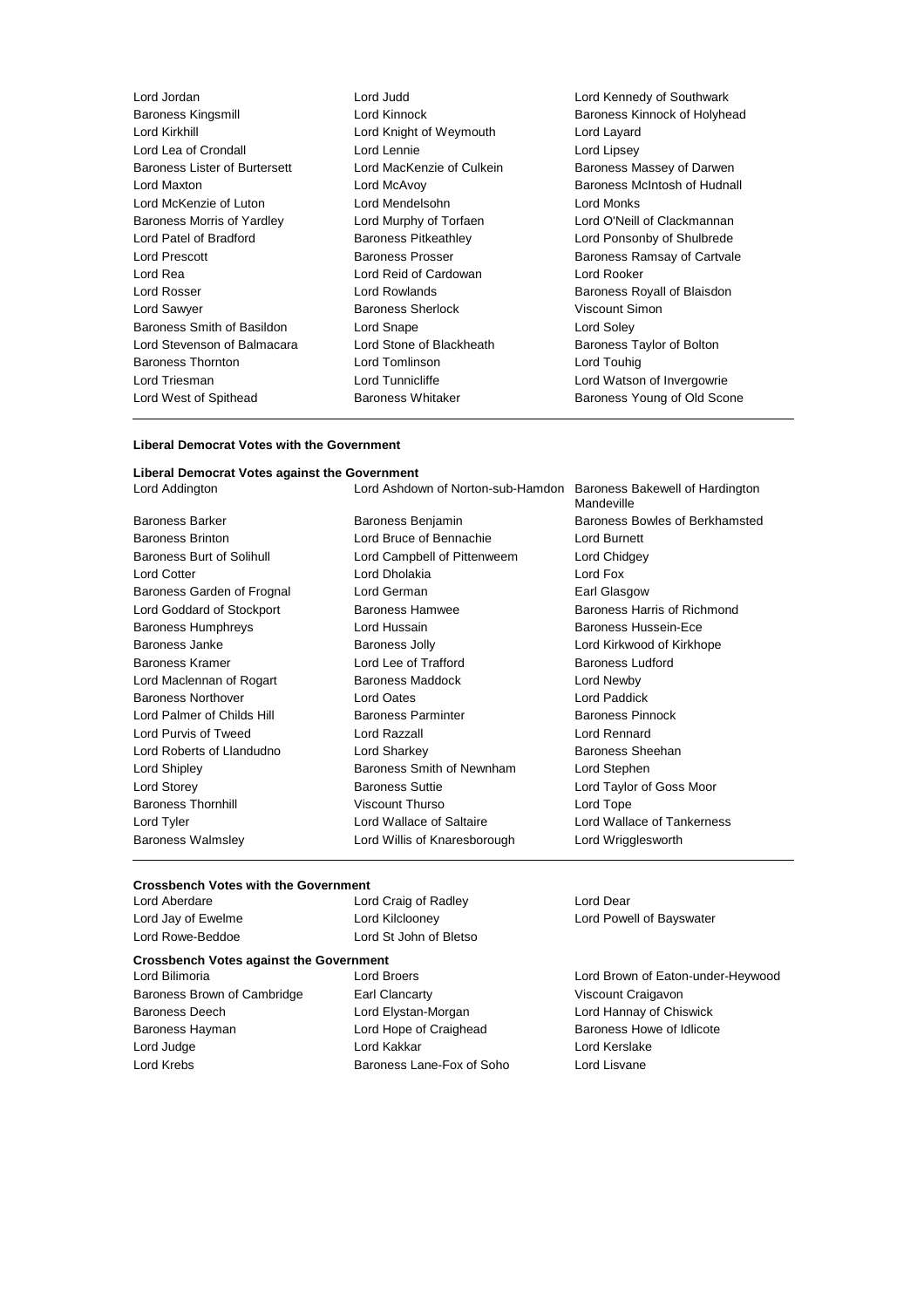Lord Jordan
Lord Judd
Lord Kennedy of Southwark
Baroness Kingsmill
Lord Kinnock
Baroness Kinnock of Holyhead
Lord Kirkhill
Lord Knight of Weymouth
Lord Layard
Lord Lea of Crondall
Lord Lennie
Lord Lipsey
Baroness Lister of Burtersett
Lord MacKenzie of Culkein
Baroness Massey of Darwen
Lord Maxton
Lord McAvoy
Baroness McIntosh of Hudnall
Lord McKenzie of Luton
Lord Mendelsohn
Lord Monks
Baroness Morris of Yardley
Lord Murphy of Torfaen
Lord O'Neill of Clackmannan
Lord Patel of Bradford
Baroness Pitkeathley
Lord Ponsonby of Shulbrede
Lord Prescott
Baroness Prosser
Baroness Ramsay of Cartvale
Lord Rea
Lord Reid of Cardowan
Lord Rooker
Lord Rosser
Lord Rowlands
Baroness Royall of Blaisdon
Lord Sawyer
Baroness Sherlock
Viscount Simon
Baroness Smith of Basildon
Lord Snape
Lord Soley
Lord Stevenson of Balmacara
Lord Stone of Blackheath
Baroness Taylor of Bolton
Baroness Thornton
Lord Tomlinson
Lord Touhig
Lord Triesman
Lord Tunnicliffe
Lord Watson of Invergowrie
Lord West of Spithead
Baroness Whitaker
Baroness Young of Old Scone

---

**Liberal Democrat Votes with the Government**

---

**Liberal Democrat Votes against the Government**

Lord Addington
Lord Ashdown of Norton-sub-Hamdon
Baroness Bakewell of Hardington Mandeville
Baroness Barker
Baroness Benjamin
Baroness Bowles of Berkhamsted
Baroness Brinton
Lord Bruce of Bennachie
Lord Burnett
Baroness Burt of Solihull
Lord Campbell of Pittenweem
Lord Chidgey
Lord Cotter
Lord Dholakia
Lord Fox
Baroness Garden of Frognal
Lord German
Earl Glasgow
Lord Goddard of Stockport
Baroness Hamwee
Baroness Harris of Richmond
Baroness Humphreys
Lord Hussain
Baroness Hussein-Ece
Baroness Janke
Baroness Jolly
Lord Kirkwood of Kirkhope
Baroness Kramer
Lord Lee of Trafford
Baroness Ludford
Lord Maclennan of Rogart
Baroness Maddock
Lord Newby
Baroness Northover
Lord Oates
Lord Paddick
Lord Palmer of Childs Hill
Baroness Parminter
Baroness Pinnock
Lord Purvis of Tweed
Lord Razzall
Lord Rennard
Lord Roberts of Llandudno
Lord Sharkey
Baroness Sheehan
Lord Shipley
Baroness Smith of Newnham
Lord Stephen
Lord Storey
Baroness Suttie
Lord Taylor of Goss Moor
Baroness Thornhill
Viscount Thurso
Lord Tope
Lord Tyler
Lord Wallace of Saltaire
Lord Wallace of Tankerness
Baroness Walmsley
Lord Willis of Knaresborough
Lord Wrigglesworth

---

**Crossbench Votes with the Government**

Lord Aberdare
Lord Craig of Radley
Lord Dear
Lord Jay of Ewelme
Lord Kilclooney
Lord Powell of Bayswater
Lord Rowe-Beddoe
Lord St John of Bletso

**Crossbench Votes against the Government**

Lord Bilimoria
Lord Broers
Lord Brown of Eaton-under-Heywood
Baroness Brown of Cambridge
Earl Clancarty
Viscount Craigavon
Baroness Deech
Lord Elystan-Morgan
Lord Hannay of Chiswick
Baroness Hayman
Lord Hope of Craighead
Baroness Howe of Idlicote
Lord Judge
Lord Kakkar
Lord Kerslake
Lord Krebs
Baroness Lane-Fox of Soho
Lord Lisvane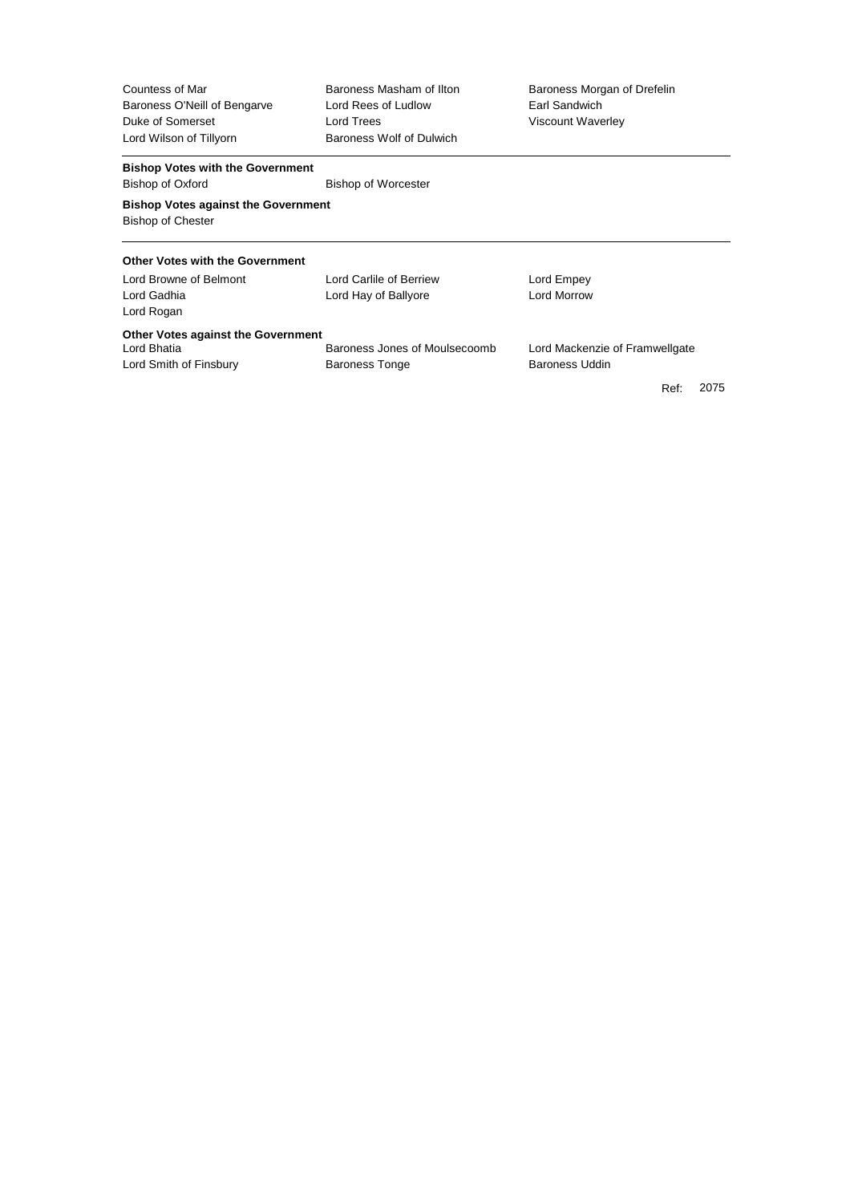| | | |
|---|---|---|
| Countess of Mar | Baroness Masham of Ilton | Baroness Morgan of Drefelin |
| Baroness O'Neill of Bengarve | Lord Rees of Ludlow | Earl Sandwich |
| Duke of Somerset | Lord Trees | Viscount Waverley |
| Lord Wilson of Tillyorn | Baroness Wolf of Dulwich | |

**Bishop Votes with the Government**

| | |
|---|---|
| Bishop of Oxford | Bishop of Worcester |

**Bishop Votes against the Government**

Bishop of Chester

**Other Votes with the Government**

| | | |
|---|---|---|
| Lord Browne of Belmont | Lord Carlile of Berriew | Lord Empey |
| Lord Gadhia | Lord Hay of Ballyore | Lord Morrow |
| Lord Rogan | | |

**Other Votes against the Government**

| | | |
|---|---|---|
| Lord Bhatia | Baroness Jones of Moulsecoomb | Lord Mackenzie of Framwellgate |
| Lord Smith of Finsbury | Baroness Tonge | Baroness Uddin |

Ref: 2075